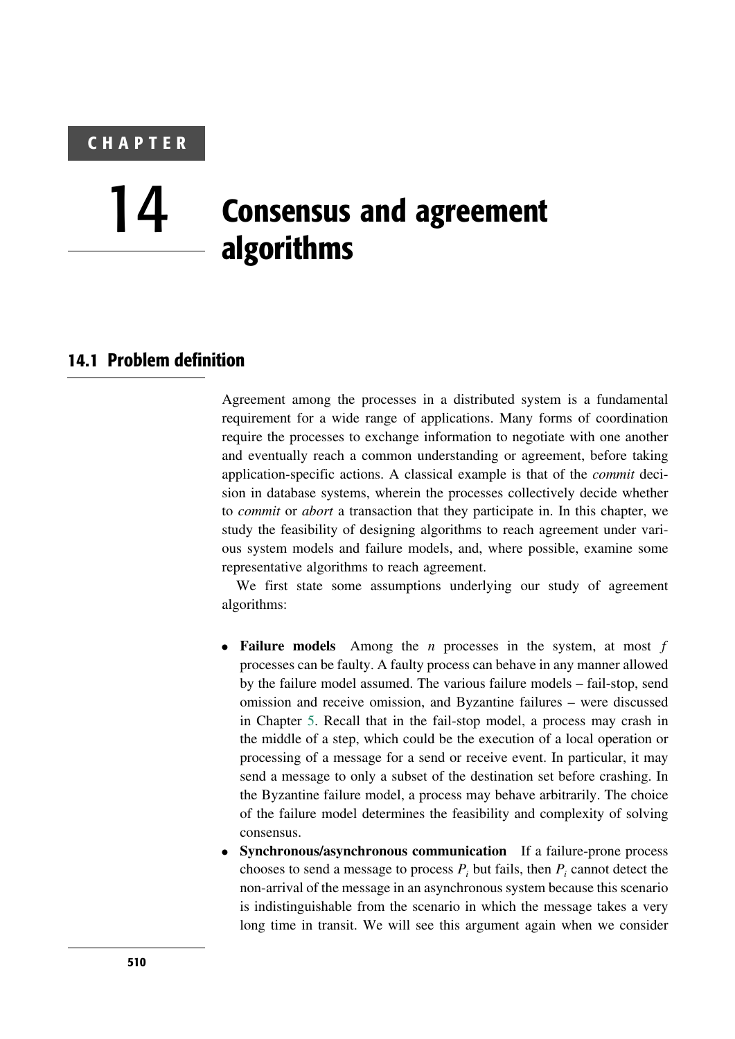# CHAPTER 14 Consensus and agreement algorithms

## 14.1 Problem definition

Agreement among the processes in a distributed system is a fundamental requirement for a wide range of applications. Many forms of coordination require the processes to exchange information to negotiate with one another and eventually reach a common understanding or agreement, before taking application-specific actions. A classical example is that of the *commit* decision in database systems, wherein the processes collectively decide whether to *commit* or *abort* a transaction that they participate in. In this chapter, we study the feasibility of designing algorithms to reach agreement under various system models and failure models, and, where possible, examine some representative algorithms to reach agreement.

We first state some assumptions underlying our study of agreement algorithms:

- **Failure models** Among the $n$ processes in the system, at most $f$ processes can be faulty. A faulty process can behave in any manner allowed by the failure model assumed. The various failure models – fail-stop, send omission and receive omission, and Byzantine failures – were discussed in Chapter 5. Recall that in the fail-stop model, a process may crash in the middle of a step, which could be the execution of a local operation or processing of a message for a send or receive event. In particular, it may send a message to only a subset of the destination set before crashing. In the Byzantine failure model, a process may behave arbitrarily. The choice of the failure model determines the feasibility and complexity of solving consensus.
- **Synchronous/asynchronous communication** If a failure-prone process chooses to send a message to process $P_i$ but fails, then $P_i$ cannot detect the non-arrival of the message in an asynchronous system because this scenario is indistinguishable from the scenario in which the message takes a very long time in transit. We will see this argument again when we consider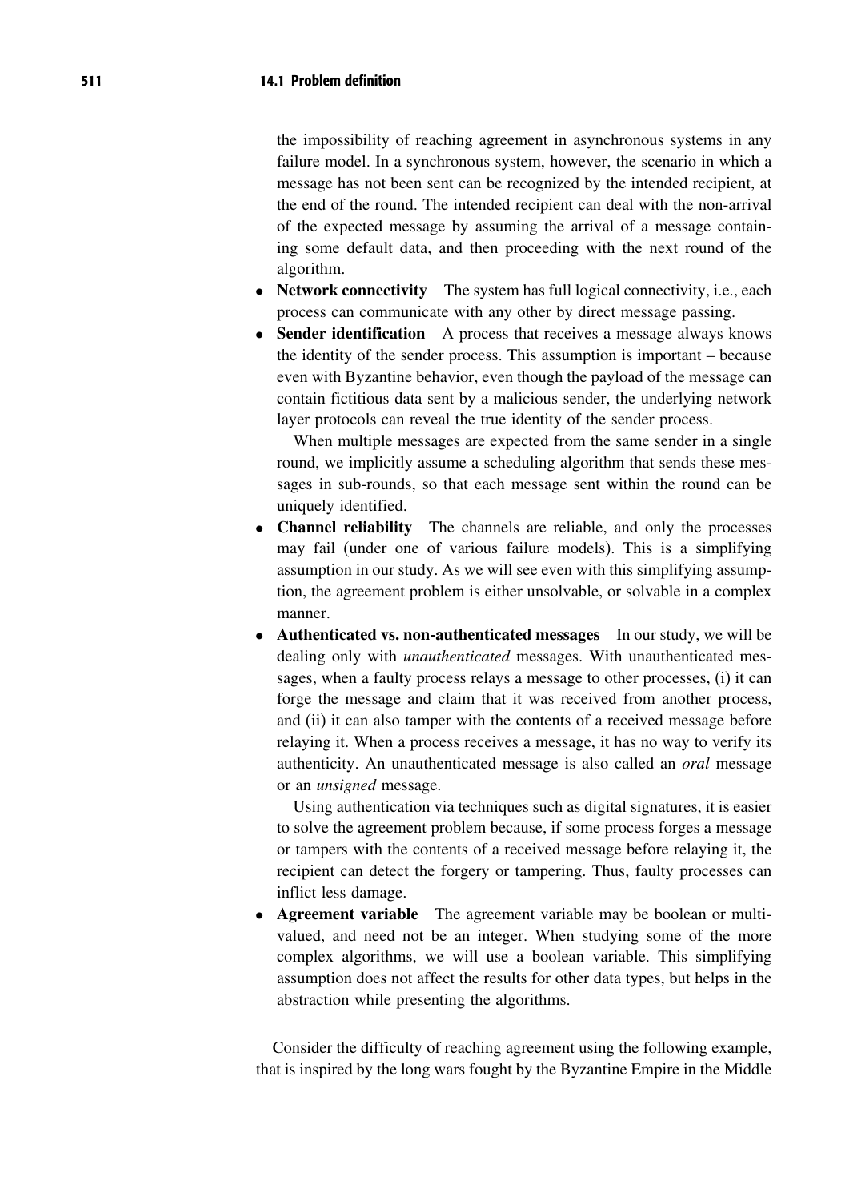the impossibility of reaching agreement in asynchronous systems in any failure model. In a synchronous system, however, the scenario in which a message has not been sent can be recognized by the intended recipient, at the end of the round. The intended recipient can deal with the non-arrival of the expected message by assuming the arrival of a message containing some default data, and then proceeding with the next round of the algorithm.

- **Network connectivity** The system has full logical connectivity, i.e., each process can communicate with any other by direct message passing.
- **Sender identification** A process that receives a message always knows the identity of the sender process. This assumption is important – because even with Byzantine behavior, even though the payload of the message can contain fictitious data sent by a malicious sender, the underlying network layer protocols can reveal the true identity of the sender process.

  When multiple messages are expected from the same sender in a single round, we implicitly assume a scheduling algorithm that sends these messages in sub-rounds, so that each message sent within the round can be uniquely identified.
- **Channel reliability** The channels are reliable, and only the processes may fail (under one of various failure models). This is a simplifying assumption in our study. As we will see even with this simplifying assumption, the agreement problem is either unsolvable, or solvable in a complex manner.
- **Authenticated vs. non-authenticated messages** In our study, we will be dealing only with *unauthenticated* messages. With unauthenticated messages, when a faulty process relays a message to other processes, (i) it can forge the message and claim that it was received from another process, and (ii) it can also tamper with the contents of a received message before relaying it. When a process receives a message, it has no way to verify its authenticity. An unauthenticated message is also called an *oral* message or an *unsigned* message.

  Using authentication via techniques such as digital signatures, it is easier to solve the agreement problem because, if some process forges a message or tampers with the contents of a received message before relaying it, the recipient can detect the forgery or tampering. Thus, faulty processes can inflict less damage.
- **Agreement variable** The agreement variable may be boolean or multivalued, and need not be an integer. When studying some of the more complex algorithms, we will use a boolean variable. This simplifying assumption does not affect the results for other data types, but helps in the abstraction while presenting the algorithms.

Consider the difficulty of reaching agreement using the following example, that is inspired by the long wars fought by the Byzantine Empire in the Middle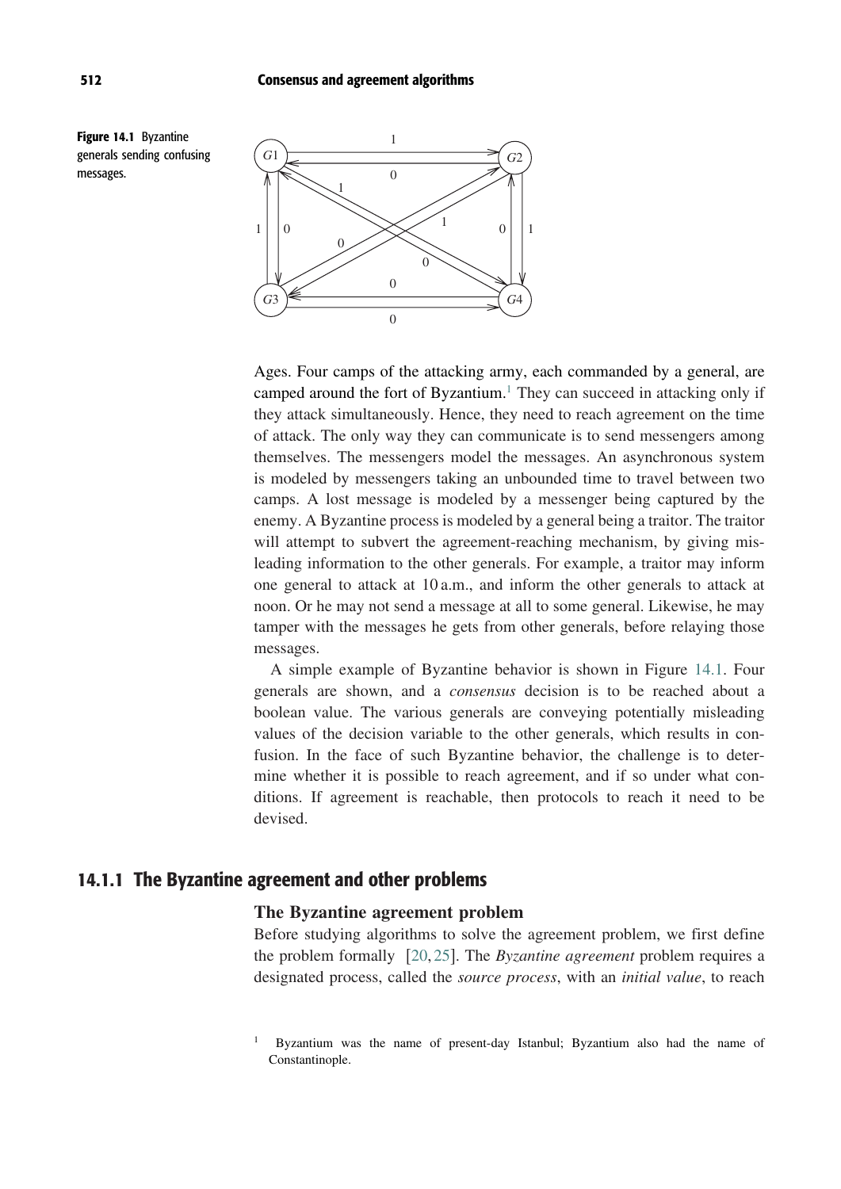Figure 14.1 Byzantine generals sending confusing messages.

Ages. Four camps of the attacking army, each commanded by a general, are camped around the fort of Byzantium.[1] They can succeed in attacking only if they attack simultaneously. Hence, they need to reach agreement on the time of attack. The only way they can communicate is to send messengers among themselves. The messengers model the messages. An asynchronous system is modeled by messengers taking an unbounded time to travel between two camps. A lost message is modeled by a messenger being captured by the enemy. A Byzantine process is modeled by a general being a traitor. The traitor will attempt to subvert the agreement-reaching mechanism, by giving misleading information to the other generals. For example, a traitor may inform one general to attack at 10 a.m., and inform the other generals to attack at noon. Or he may not send a message at all to some general. Likewise, he may tamper with the messages he gets from other generals, before relaying those messages.

A simple example of Byzantine behavior is shown in Figure 14.1. Four generals are shown, and a *consensus* decision is to be reached about a boolean value. The various generals are conveying potentially misleading values of the decision variable to the other generals, which results in confusion. In the face of such Byzantine behavior, the challenge is to determine whether it is possible to reach agreement, and if so under what conditions. If agreement is reachable, then protocols to reach it need to be devised.

## 14.1.1 The Byzantine agreement and other problems

### The Byzantine agreement problem

Before studying algorithms to solve the agreement problem, we first define the problem formally [20, 25]. The *Byzantine agreement* problem requires a designated process, called the *source process*, with an *initial value*, to reach

[1] Byzantium was the name of present-day Istanbul; Byzantium also had the name of Constantinople.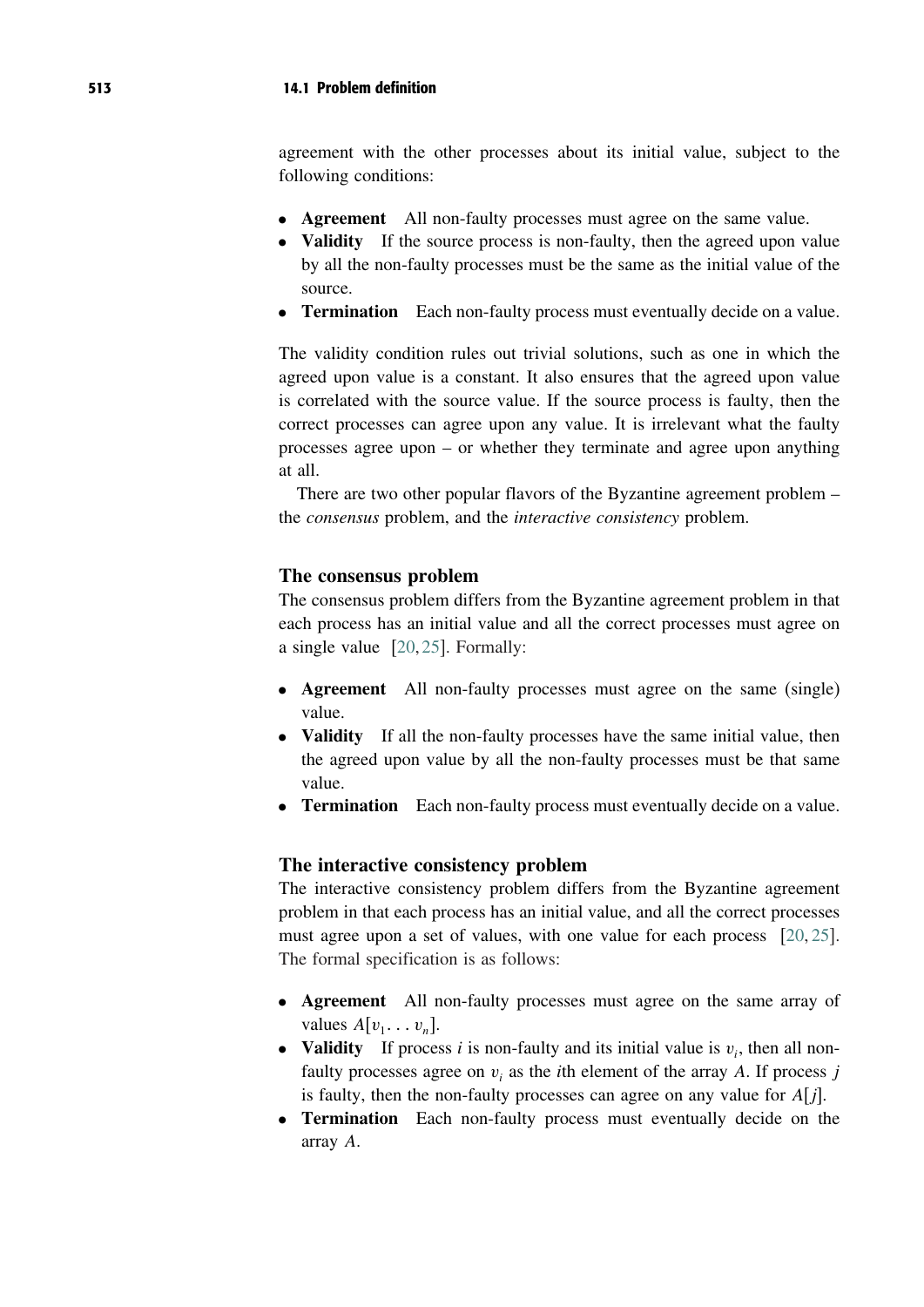agreement with the other processes about its initial value, subject to the following conditions:

- **Agreement** All non-faulty processes must agree on the same value.
- **Validity** If the source process is non-faulty, then the agreed upon value by all the non-faulty processes must be the same as the initial value of the source.
- **Termination** Each non-faulty process must eventually decide on a value.

The validity condition rules out trivial solutions, such as one in which the agreed upon value is a constant. It also ensures that the agreed upon value is correlated with the source value. If the source process is faulty, then the correct processes can agree upon any value. It is irrelevant what the faulty processes agree upon – or whether they terminate and agree upon anything at all.

There are two other popular flavors of the Byzantine agreement problem – the *consensus* problem, and the *interactive consistency* problem.

### The consensus problem

The consensus problem differs from the Byzantine agreement problem in that each process has an initial value and all the correct processes must agree on a single value [20, 25]. Formally:

- **Agreement** All non-faulty processes must agree on the same (single) value.
- **Validity** If all the non-faulty processes have the same initial value, then the agreed upon value by all the non-faulty processes must be that same value.
- **Termination** Each non-faulty process must eventually decide on a value.

### The interactive consistency problem

The interactive consistency problem differs from the Byzantine agreement problem in that each process has an initial value, and all the correct processes must agree upon a set of values, with one value for each process [20, 25]. The formal specification is as follows:

- **Agreement** All non-faulty processes must agree on the same array of values $A[v_1 \ldots v_n]$.
- **Validity** If process $i$ is non-faulty and its initial value is $v_i$, then all non-faulty processes agree on $v_i$ as the $i$th element of the array $A$. If process $j$ is faulty, then the non-faulty processes can agree on any value for $A[j]$.
- **Termination** Each non-faulty process must eventually decide on the array $A$.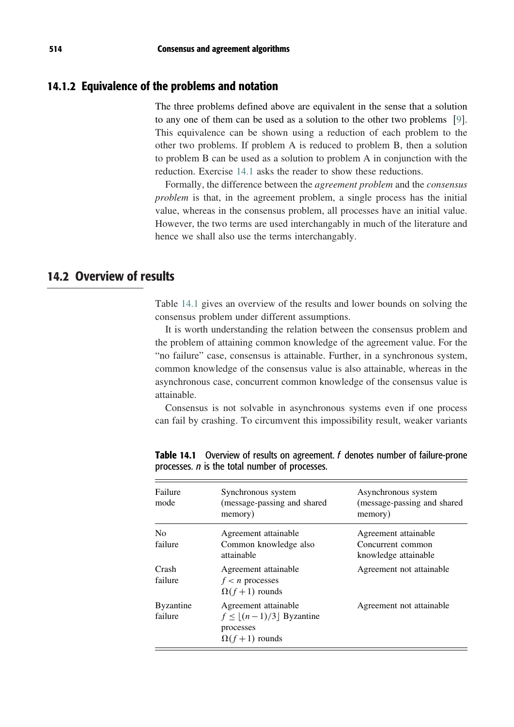### 14.1.2 Equivalence of the problems and notation

The three problems defined above are equivalent in the sense that a solution to any one of them can be used as a solution to the other two problems [9]. This equivalence can be shown using a reduction of each problem to the other two problems. If problem A is reduced to problem B, then a solution to problem B can be used as a solution to problem A in conjunction with the reduction. Exercise 14.1 asks the reader to show these reductions.

Formally, the difference between the *agreement problem* and the *consensus problem* is that, in the agreement problem, a single process has the initial value, whereas in the consensus problem, all processes have an initial value. However, the two terms are used interchangably in much of the literature and hence we shall also use the terms interchangably.

## 14.2 Overview of results

Table 14.1 gives an overview of the results and lower bounds on solving the consensus problem under different assumptions.

It is worth understanding the relation between the consensus problem and the problem of attaining common knowledge of the agreement value. For the "no failure" case, consensus is attainable. Further, in a synchronous system, common knowledge of the consensus value is also attainable, whereas in the asynchronous case, concurrent common knowledge of the consensus value is attainable.

Consensus is not solvable in asynchronous systems even if one process can fail by crashing. To circumvent this impossibility result, weaker variants

**Table 14.1** Overview of results on agreement. $f$ denotes number of failure-prone processes. $n$ is the total number of processes.

| Failure mode | Synchronous system (message-passing and shared memory) | Asynchronous system (message-passing and shared memory) |
|---|---|---|
| No failure | Agreement attainable<br>Common knowledge also attainable | Agreement attainable<br>Concurrent common knowledge attainable |
| Crash failure | Agreement attainable<br>$f < n$ processes<br>$\Omega(f+1)$ rounds | Agreement not attainable |
| Byzantine failure | Agreement attainable<br>$f \leq \lfloor (n-1)/3 \rfloor$ Byzantine processes<br>$\Omega(f+1)$ rounds | Agreement not attainable |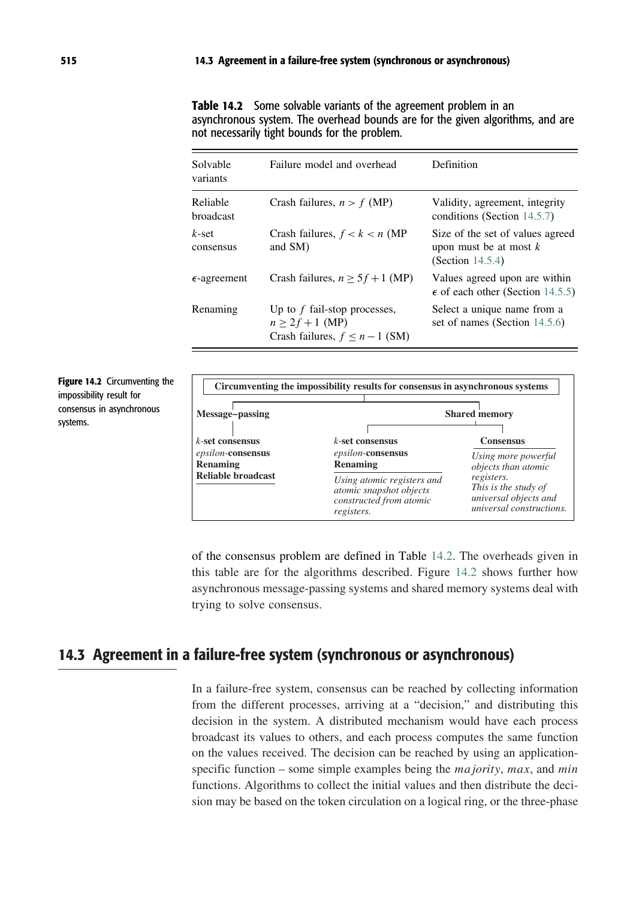**Table 14.2** Some solvable variants of the agreement problem in an asynchronous system. The overhead bounds are for the given algorithms, and are not necessarily tight bounds for the problem.

| Solvable variants | Failure model and overhead | Definition |
|---|---|---|
| Reliable broadcast | Crash failures, $n > f$ (MP) | Validity, agreement, integrity conditions (Section 14.5.7) |
| $k$-set consensus | Crash failures, $f < k < n$ (MP and SM) | Size of the set of values agreed upon must be at most $k$ (Section 14.5.4) |
| $\epsilon$-agreement | Crash failures, $n \geq 5f + 1$ (MP) | Values agreed upon are within $\epsilon$ of each other (Section 14.5.5) |
| Renaming | Up to $f$ fail-stop processes, $n \geq 2f + 1$ (MP) Crash failures, $f \leq n - 1$ (SM) | Select a unique name from a set of names (Section 14.5.6) |

**Figure 14.2** Circumventing the impossibility result for consensus in asynchronous systems.

**Circumventing the impossibility results for consensus in asynchronous systems**

- **Message–passing**
  - $k$-**set consensus**
  - *epsilon*-**consensus**
  - **Renaming**
  - **Reliable broadcast**
- **Shared memory**
  - $k$-**set consensus**, *epsilon*-**consensus**, **Renaming** — *Using atomic registers and atomic snapshot objects constructed from atomic registers.*
  - **Consensus** — *Using more powerful objects than atomic registers. This is the study of universal objects and universal constructions.*

of the consensus problem are defined in Table 14.2. The overheads given in this table are for the algorithms described. Figure 14.2 shows further how asynchronous message-passing systems and shared memory systems deal with trying to solve consensus.

## 14.3 Agreement in a failure-free system (synchronous or asynchronous)

In a failure-free system, consensus can be reached by collecting information from the different processes, arriving at a "decision," and distributing this decision in the system. A distributed mechanism would have each process broadcast its values to others, and each process computes the same function on the values received. The decision can be reached by using an application-specific function – some simple examples being the *majority*, *max*, and *min* functions. Algorithms to collect the initial values and then distribute the decision may be based on the token circulation on a logical ring, or the three-phase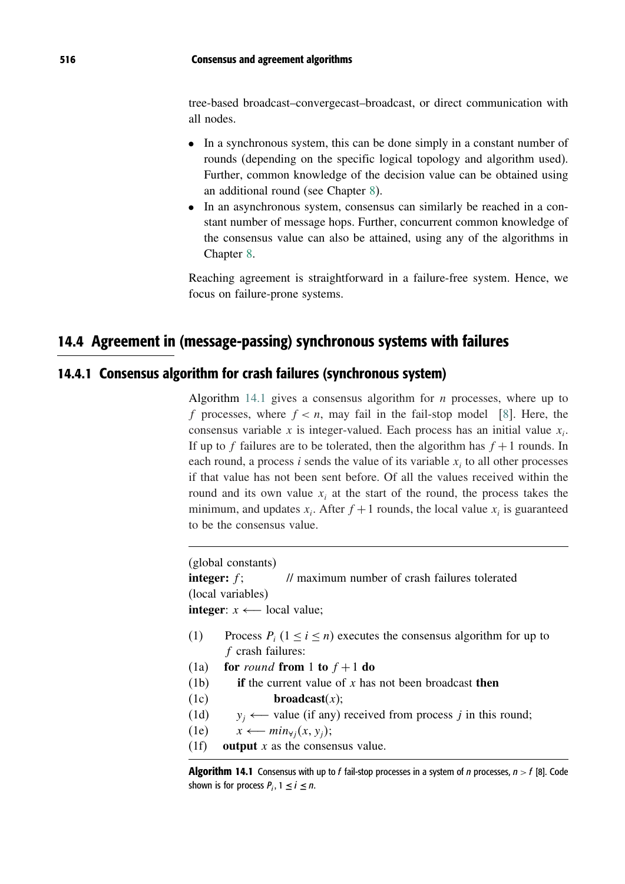tree-based broadcast–convergecast–broadcast, or direct communication with all nodes.

- In a synchronous system, this can be done simply in a constant number of rounds (depending on the specific logical topology and algorithm used). Further, common knowledge of the decision value can be obtained using an additional round (see Chapter 8).
- In an asynchronous system, consensus can similarly be reached in a constant number of message hops. Further, concurrent common knowledge of the consensus value can also be attained, using any of the algorithms in Chapter 8.

Reaching agreement is straightforward in a failure-free system. Hence, we focus on failure-prone systems.

## 14.4 Agreement in (message-passing) synchronous systems with failures

### 14.4.1 Consensus algorithm for crash failures (synchronous system)

Algorithm 14.1 gives a consensus algorithm for $n$ processes, where up to $f$ processes, where $f < n$, may fail in the fail-stop model [8]. Here, the consensus variable $x$ is integer-valued. Each process has an initial value $x_i$. If up to $f$ failures are to be tolerated, then the algorithm has $f+1$ rounds. In each round, a process $i$ sends the value of its variable $x_i$ to all other processes if that value has not been sent before. Of all the values received within the round and its own value $x_i$ at the start of the round, the process takes the minimum, and updates $x_i$. After $f+1$ rounds, the local value $x_i$ is guaranteed to be the consensus value.

```
(global constants)
integer: f;          // maximum number of crash failures tolerated
(local variables)
integer: x ⟵ local value;

(1)   Process P_i (1 ≤ i ≤ n) executes the consensus algorithm for up to
      f crash failures:
(1a)  for round from 1 to f + 1 do
(1b)      if the current value of x has not been broadcast then
(1c)              broadcast(x);
(1d)      y_j ⟵ value (if any) received from process j in this round;
(1e)      x ⟵ min_∀j(x, y_j);
(1f)  output x as the consensus value.
```

**Algorithm 14.1** Consensus with up to $f$ fail-stop processes in a system of $n$ processes, $n > f$ [8]. Code shown is for process $P_i$, $1 \leq i \leq n$.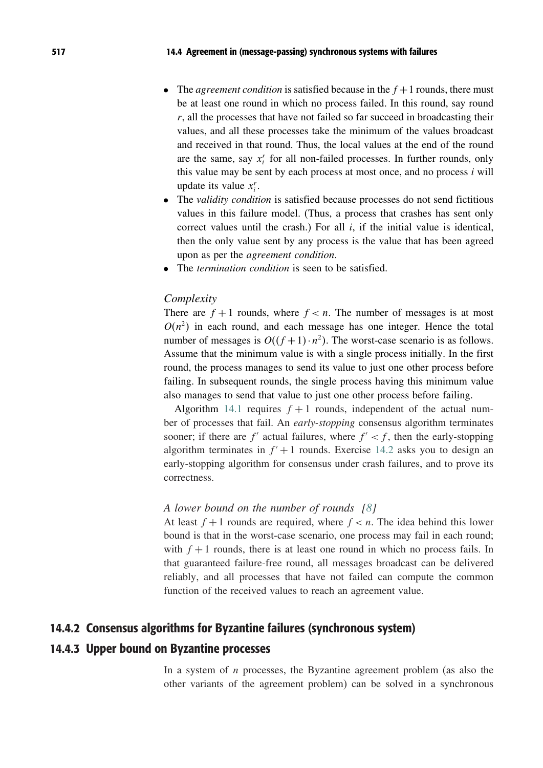- The *agreement condition* is satisfied because in the $f+1$ rounds, there must be at least one round in which no process failed. In this round, say round $r$, all the processes that have not failed so far succeed in broadcasting their values, and all these processes take the minimum of the values broadcast and received in that round. Thus, the local values at the end of the round are the same, say $x_i^r$ for all non-failed processes. In further rounds, only this value may be sent by each process at most once, and no process $i$ will update its value $x_i^r$.
- The *validity condition* is satisfied because processes do not send fictitious values in this failure model. (Thus, a process that crashes has sent only correct values until the crash.) For all $i$, if the initial value is identical, then the only value sent by any process is the value that has been agreed upon as per the *agreement condition*.
- The *termination condition* is seen to be satisfied.

*Complexity*

There are $f+1$ rounds, where $f<n$. The number of messages is at most $O(n^2)$ in each round, and each message has one integer. Hence the total number of messages is $O((f+1)\cdot n^2)$. The worst-case scenario is as follows. Assume that the minimum value is with a single process initially. In the first round, the process manages to send its value to just one other process before failing. In subsequent rounds, the single process having this minimum value also manages to send that value to just one other process before failing.

Algorithm 14.1 requires $f+1$ rounds, independent of the actual number of processes that fail. An *early-stopping* consensus algorithm terminates sooner; if there are $f'$ actual failures, where $f'<f$, then the early-stopping algorithm terminates in $f'+1$ rounds. Exercise 14.2 asks you to design an early-stopping algorithm for consensus under crash failures, and to prove its correctness.

*A lower bound on the number of rounds [8]*

At least $f+1$ rounds are required, where $f<n$. The idea behind this lower bound is that in the worst-case scenario, one process may fail in each round; with $f+1$ rounds, there is at least one round in which no process fails. In that guaranteed failure-free round, all messages broadcast can be delivered reliably, and all processes that have not failed can compute the common function of the received values to reach an agreement value.

### 14.4.2 Consensus algorithms for Byzantine failures (synchronous system)

### 14.4.3 Upper bound on Byzantine processes

In a system of $n$ processes, the Byzantine agreement problem (as also the other variants of the agreement problem) can be solved in a synchronous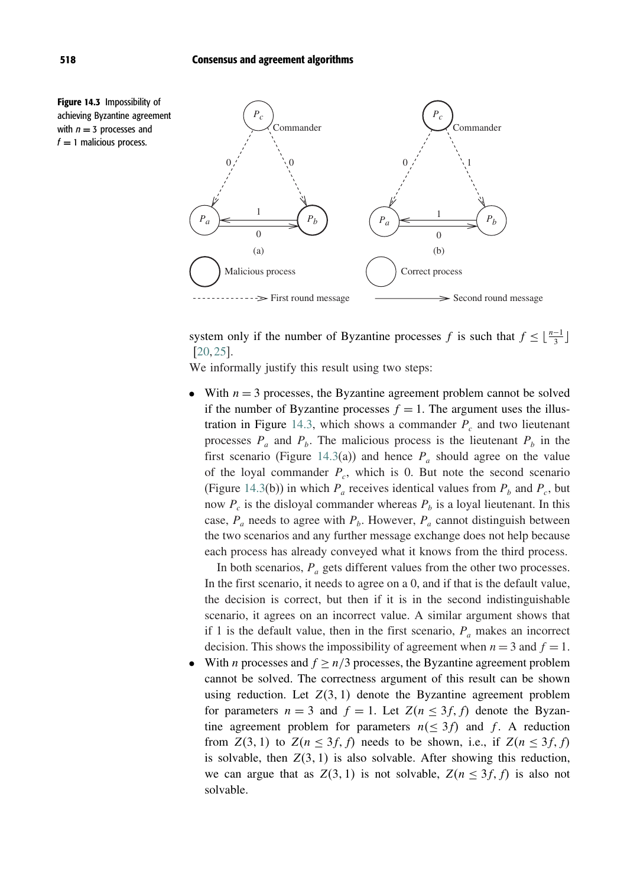**Figure 14.3** Impossibility of achieving Byzantine agreement with $n = 3$ processes and $f = 1$ malicious process.

system only if the number of Byzantine processes $f$ is such that $f \leq \lfloor \frac{n-1}{3} \rfloor$ [20, 25].

We informally justify this result using two steps:

- With $n = 3$ processes, the Byzantine agreement problem cannot be solved if the number of Byzantine processes $f = 1$. The argument uses the illustration in Figure 14.3, which shows a commander $P_c$ and two lieutenant processes $P_a$ and $P_b$. The malicious process is the lieutenant $P_b$ in the first scenario (Figure 14.3(a)) and hence $P_a$ should agree on the value of the loyal commander $P_c$, which is 0. But note the second scenario (Figure 14.3(b)) in which $P_a$ receives identical values from $P_b$ and $P_c$, but now $P_c$ is the disloyal commander whereas $P_b$ is a loyal lieutenant. In this case, $P_a$ needs to agree with $P_b$. However, $P_a$ cannot distinguish between the two scenarios and any further message exchange does not help because each process has already conveyed what it knows from the third process.

  In both scenarios, $P_a$ gets different values from the other two processes. In the first scenario, it needs to agree on a 0, and if that is the default value, the decision is correct, but then if it is in the second indistinguishable scenario, it agrees on an incorrect value. A similar argument shows that if 1 is the default value, then in the first scenario, $P_a$ makes an incorrect decision. This shows the impossibility of agreement when $n = 3$ and $f = 1$.
- With $n$ processes and $f \geq n/3$ processes, the Byzantine agreement problem cannot be solved. The correctness argument of this result can be shown using reduction. Let $Z(3, 1)$ denote the Byzantine agreement problem for parameters $n = 3$ and $f = 1$. Let $Z(n \leq 3f, f)$ denote the Byzantine agreement problem for parameters $n (\leq 3f)$ and $f$. A reduction from $Z(3, 1)$ to $Z(n \leq 3f, f)$ needs to be shown, i.e., if $Z(n \leq 3f, f)$ is solvable, then $Z(3, 1)$ is also solvable. After showing this reduction, we can argue that as $Z(3, 1)$ is not solvable, $Z(n \leq 3f, f)$ is also not solvable.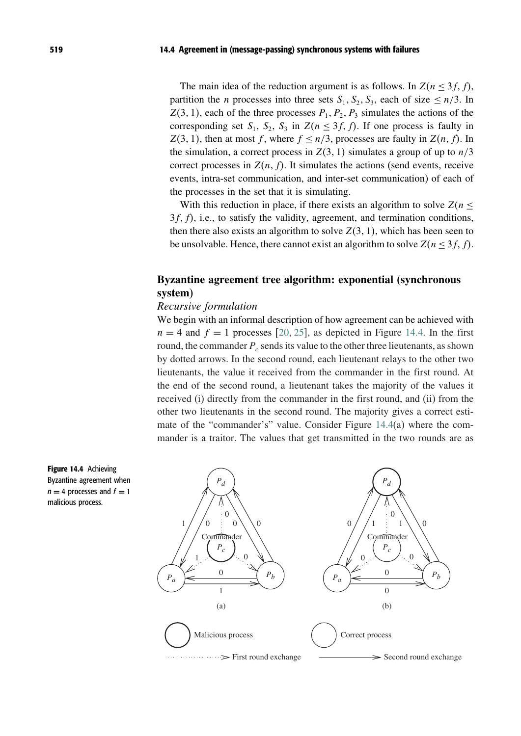The main idea of the reduction argument is as follows. In $Z(n \leq 3f, f)$, partition the $n$ processes into three sets $S_1, S_2, S_3$, each of size $\leq n/3$. In $Z(3, 1)$, each of the three processes $P_1, P_2, P_3$ simulates the actions of the corresponding set $S_1, S_2, S_3$ in $Z(n \leq 3f, f)$. If one process is faulty in $Z(3, 1)$, then at most $f$, where $f \leq n/3$, processes are faulty in $Z(n, f)$. In the simulation, a correct process in $Z(3, 1)$ simulates a group of up to $n/3$ correct processes in $Z(n, f)$. It simulates the actions (send events, receive events, intra-set communication, and inter-set communication) of each of the processes in the set that it is simulating.

With this reduction in place, if there exists an algorithm to solve $Z(n \leq 3f, f)$, i.e., to satisfy the validity, agreement, and termination conditions, then there also exists an algorithm to solve $Z(3, 1)$, which has been seen to be unsolvable. Hence, there cannot exist an algorithm to solve $Z(n \leq 3f, f)$.

### Byzantine agreement tree algorithm: exponential (synchronous system)

*Recursive formulation*

We begin with an informal description of how agreement can be achieved with $n = 4$ and $f = 1$ processes [20, 25], as depicted in Figure 14.4. In the first round, the commander $P_c$ sends its value to the other three lieutenants, as shown by dotted arrows. In the second round, each lieutenant relays to the other two lieutenants, the value it received from the commander in the first round. At the end of the second round, a lieutenant takes the majority of the values it received (i) directly from the commander in the first round, and (ii) from the other two lieutenants in the second round. The majority gives a correct estimate of the "commander's" value. Consider Figure 14.4(a) where the commander is a traitor. The values that get transmitted in the two rounds are as

**Figure 14.4** Achieving Byzantine agreement when $n = 4$ processes and $f = 1$ malicious process.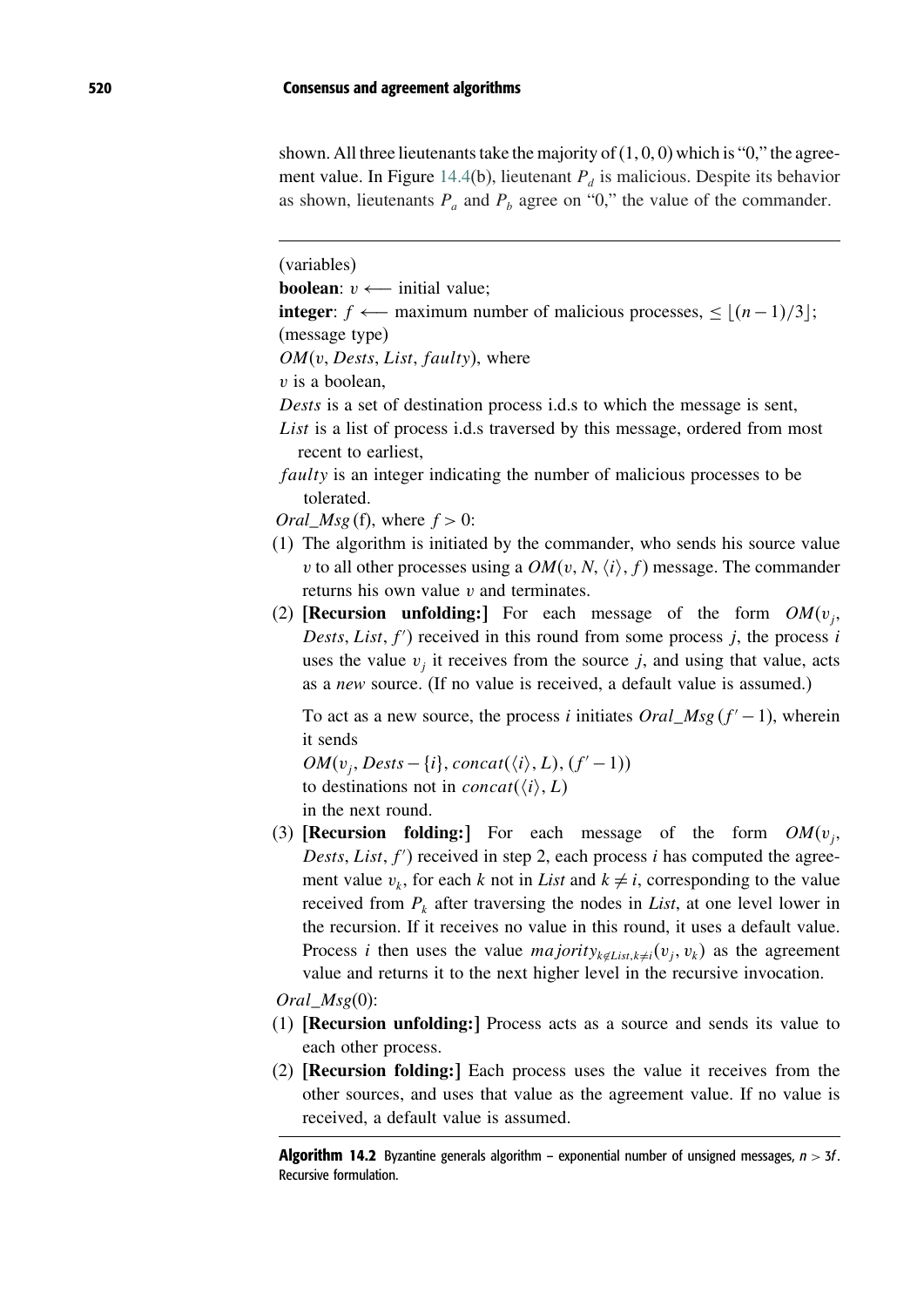shown. All three lieutenants take the majority of $(1, 0, 0)$ which is "0," the agreement value. In Figure 14.4(b), lieutenant $P_d$ is malicious. Despite its behavior as shown, lieutenants $P_a$ and $P_b$ agree on "0," the value of the commander.

---

(variables)

**boolean**: $v \longleftarrow$ initial value;

**integer**: $f \longleftarrow$ maximum number of malicious processes, $\leq \lfloor (n-1)/3 \rfloor$;

(message type)

$OM(v, Dests, List, faulty)$, where

$v$ is a boolean,

*Dests* is a set of destination process i.d.s to which the message is sent,

*List* is a list of process i.d.s traversed by this message, ordered from most recent to earliest,

*faulty* is an integer indicating the number of malicious processes to be tolerated.

*Oral_Msg* (f), where $f > 0$:

(1) The algorithm is initiated by the commander, who sends his source value $v$ to all other processes using a $OM(v, N, \langle i \rangle, f)$ message. The commander returns his own value $v$ and terminates.

(2) **[Recursion unfolding:]** For each message of the form $OM(v_j, Dests, List, f')$ received in this round from some process $j$, the process $i$ uses the value $v_j$ it receives from the source $j$, and using that value, acts as a *new* source. (If no value is received, a default value is assumed.)

   To act as a new source, the process $i$ initiates $Oral\_Msg\,(f'-1)$, wherein it sends

   $OM(v_j, Dests - \{i\}, concat(\langle i \rangle, L), (f'-1))$

   to destinations not in $concat(\langle i \rangle, L)$

   in the next round.

(3) **[Recursion folding:]** For each message of the form $OM(v_j, Dests, List, f')$ received in step 2, each process $i$ has computed the agreement value $v_k$, for each $k$ not in *List* and $k \neq i$, corresponding to the value received from $P_k$ after traversing the nodes in *List*, at one level lower in the recursion. If it receives no value in this round, it uses a default value. Process $i$ then uses the value $majority_{k \notin List, k \neq i}(v_j, v_k)$ as the agreement value and returns it to the next higher level in the recursive invocation.

*Oral_Msg*(0):

(1) **[Recursion unfolding:]** Process acts as a source and sends its value to each other process.

(2) **[Recursion folding:]** Each process uses the value it receives from the other sources, and uses that value as the agreement value. If no value is received, a default value is assumed.

---

**Algorithm 14.2** Byzantine generals algorithm – exponential number of unsigned messages, $n > 3f$. Recursive formulation.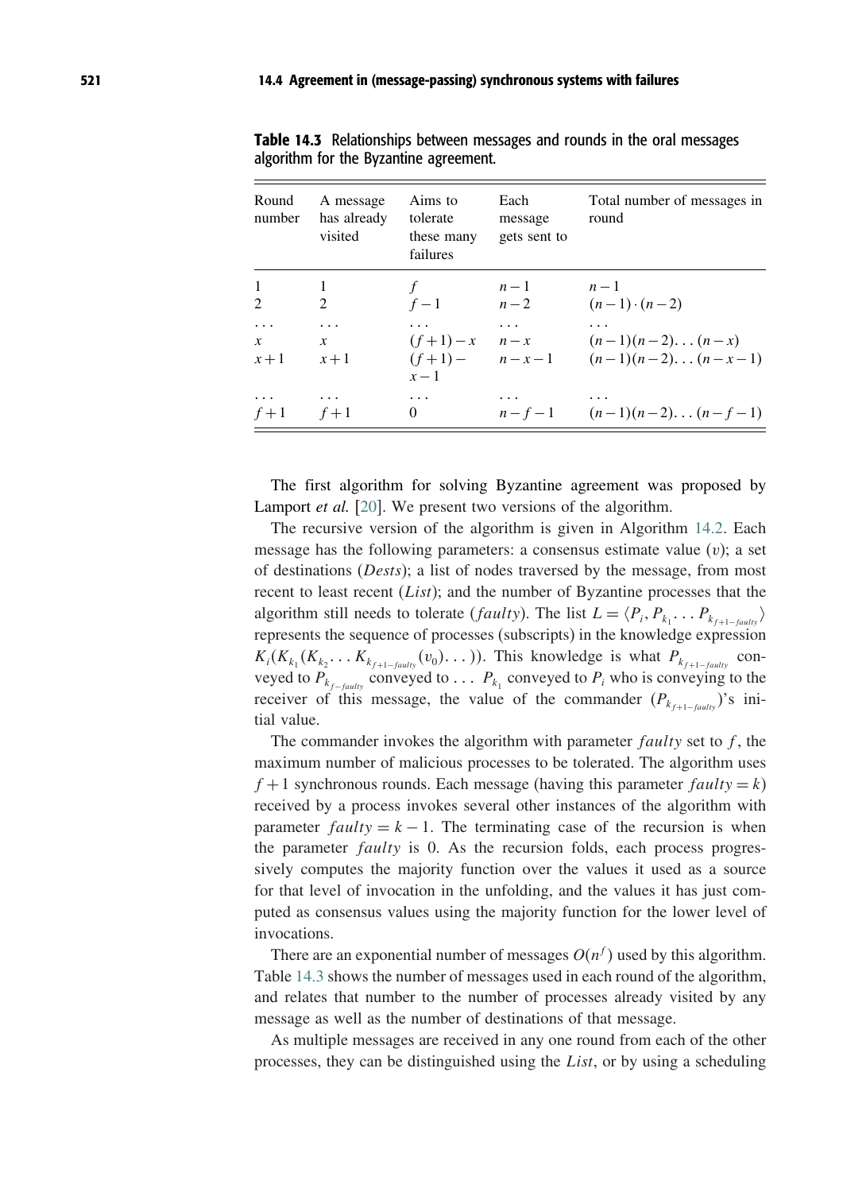**Table 14.3** Relationships between messages and rounds in the oral messages algorithm for the Byzantine agreement.

| Round number | A message has already visited | Aims to tolerate these many failures | Each message gets sent to | Total number of messages in round |
|---|---|---|---|---|
| 1 | 1 | $f$ | $n-1$ | $n-1$ |
| 2 | 2 | $f-1$ | $n-2$ | $(n-1)\cdot(n-2)$ |
| ... | ... | ... | ... | ... |
| $x$ | $x$ | $(f+1)-x$ | $n-x$ | $(n-1)(n-2)\ldots(n-x)$ |
| $x+1$ | $x+1$ | $(f+1)-x-1$ | $n-x-1$ | $(n-1)(n-2)\ldots(n-x-1)$ |
| ... | ... | ... | ... | ... |
| $f+1$ | $f+1$ | 0 | $n-f-1$ | $(n-1)(n-2)\ldots(n-f-1)$ |

The first algorithm for solving Byzantine agreement was proposed by Lamport *et al.* [20]. We present two versions of the algorithm.

The recursive version of the algorithm is given in Algorithm 14.2. Each message has the following parameters: a consensus estimate value ($v$); a set of destinations ($Dests$); a list of nodes traversed by the message, from most recent to least recent ($List$); and the number of Byzantine processes that the algorithm still needs to tolerate ($faulty$). The list $L = \langle P_i, P_{k_1} \ldots P_{k_{f+1-faulty}} \rangle$ represents the sequence of processes (subscripts) in the knowledge expression $K_i(K_{k_1}(K_{k_2} \ldots K_{k_{f+1-faulty}}(v_0) \ldots))$. This knowledge is what $P_{k_{f+1-faulty}}$ conveyed to $P_{k_{f-faulty}}$ conveyed to ... $P_{k_1}$ conveyed to $P_i$ who is conveying to the receiver of this message, the value of the commander ($P_{k_{f+1-faulty}}$)'s initial value.

The commander invokes the algorithm with parameter $faulty$ set to $f$, the maximum number of malicious processes to be tolerated. The algorithm uses $f+1$ synchronous rounds. Each message (having this parameter $faulty = k$) received by a process invokes several other instances of the algorithm with parameter $faulty = k-1$. The terminating case of the recursion is when the parameter $faulty$ is 0. As the recursion folds, each process progressively computes the majority function over the values it used as a source for that level of invocation in the unfolding, and the values it has just computed as consensus values using the majority function for the lower level of invocations.

There are an exponential number of messages $O(n^f)$ used by this algorithm. Table 14.3 shows the number of messages used in each round of the algorithm, and relates that number to the number of processes already visited by any message as well as the number of destinations of that message.

As multiple messages are received in any one round from each of the other processes, they can be distinguished using the $List$, or by using a scheduling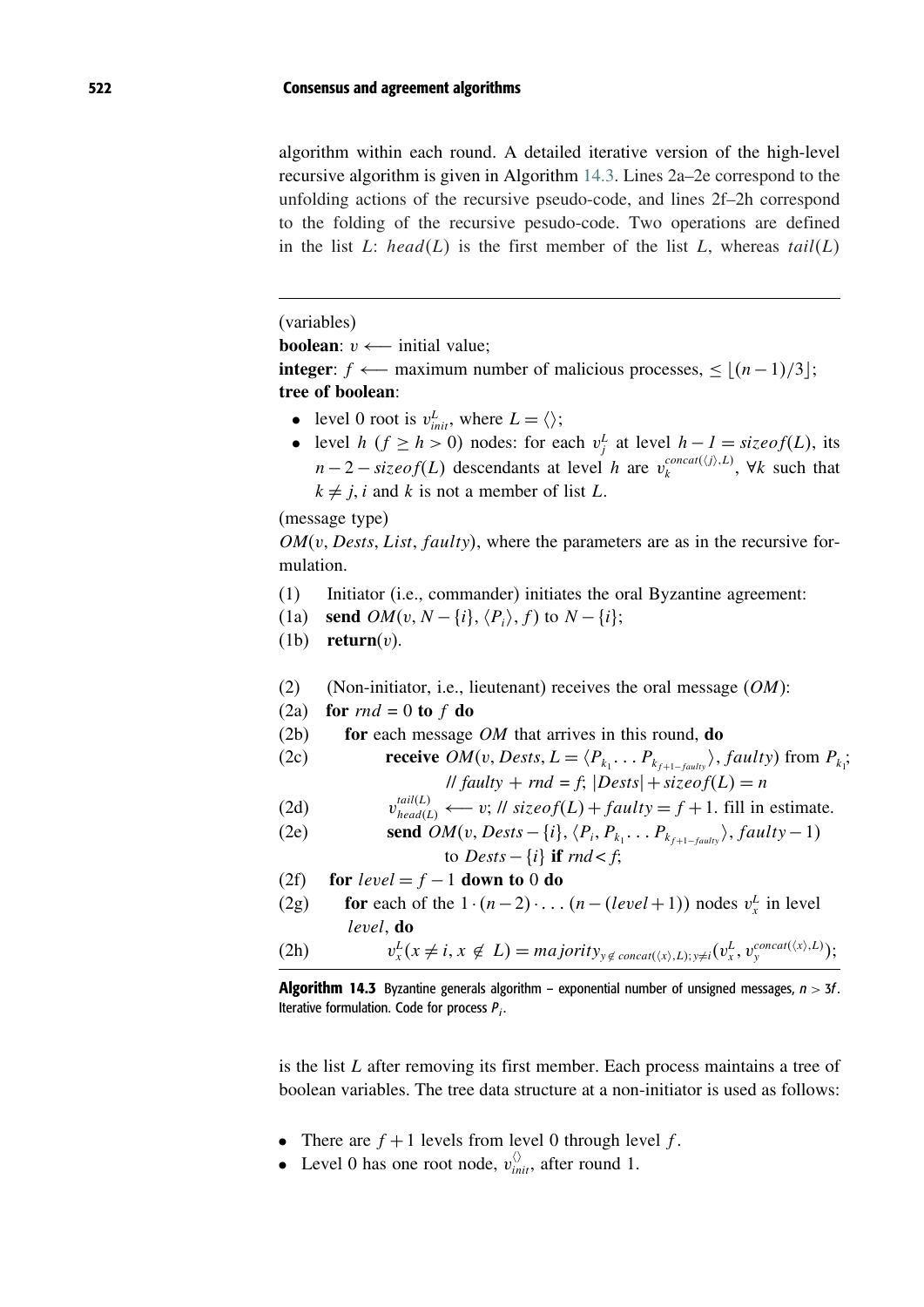algorithm within each round. A detailed iterative version of the high-level recursive algorithm is given in Algorithm 14.3. Lines 2a–2e correspond to the unfolding actions of the recursive pseudo-code, and lines 2f–2h correspond to the folding of the recursive pesudo-code. Two operations are defined in the list $L$: $head(L)$ is the first member of the list $L$, whereas $tail(L)$

---

(variables)

**boolean**: $v \longleftarrow$ initial value;

**integer**: $f \longleftarrow$ maximum number of malicious processes, $\leq \lfloor (n-1)/3 \rfloor$;

**tree of boolean**:

- level 0 root is $v^L_{init}$, where $L = \langle\rangle$;
- level $h$ ($f \geq h > 0$) nodes: for each $v^L_j$ at level $h - 1 = sizeof(L)$, its $n - 2 - sizeof(L)$ descendants at level $h$ are $v_k^{concat(\langle j \rangle, L)}$, $\forall k$ such that $k \neq j, i$ and $k$ is not a member of list $L$.

(message type)

$OM(v, Dests, List, faulty)$, where the parameters are as in the recursive formulation.

```
(1)    Initiator (i.e., commander) initiates the oral Byzantine agreement:
(1a)   send OM(v, N − {i}, ⟨P_i⟩, f) to N − {i};
(1b)   return(v).

(2)    (Non-initiator, i.e., lieutenant) receives the oral message (OM):
(2a)   for rnd = 0 to f do
(2b)      for each message OM that arrives in this round, do
(2c)          receive OM(v, Dests, L = ⟨P_k1 ... P_k(f+1−faulty)⟩, faulty) from P_k1;
                      // faulty + rnd = f; |Dests| + sizeof(L) = n
(2d)          v_head(L)^tail(L) ⟵ v; // sizeof(L) + faulty = f + 1. fill in estimate.
(2e)          send OM(v, Dests − {i}, ⟨P_i, P_k1 ... P_k(f+1−faulty)⟩, faulty − 1)
                      to Dests − {i} if rnd < f;
(2f)   for level = f − 1 down to 0 do
(2g)      for each of the 1 · (n − 2) · ... (n − (level + 1)) nodes v_x^L in level
          level, do
(2h)          v_x^L(x ≠ i, x ∉ L) = majority_{y ∉ concat(⟨x⟩,L); y≠i}(v_x^L, v_y^concat(⟨x⟩,L));
```

**Algorithm 14.3** Byzantine generals algorithm – exponential number of unsigned messages, $n > 3f$. Iterative formulation. Code for process $P_i$.

---

is the list $L$ after removing its first member. Each process maintains a tree of boolean variables. The tree data structure at a non-initiator is used as follows:

- There are $f + 1$ levels from level 0 through level $f$.
- Level 0 has one root node, $v^{\langle\rangle}_{init}$, after round 1.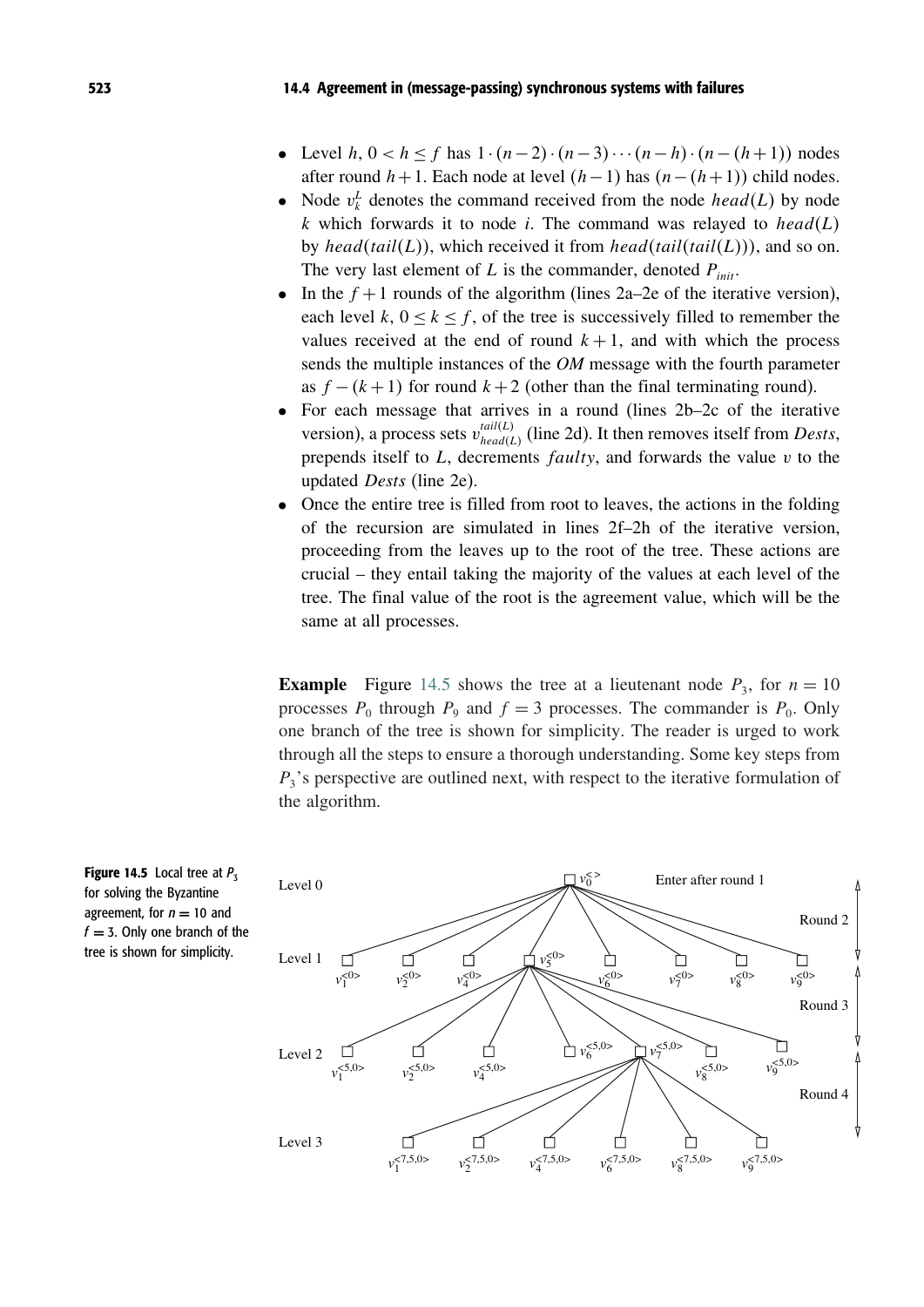- Level $h$, $0 < h \leq f$ has $1 \cdot (n-2) \cdot (n-3) \cdots (n-h) \cdot (n-(h+1))$ nodes after round $h+1$. Each node at level $(h-1)$ has $(n-(h+1))$ child nodes.
- Node $v_k^L$ denotes the command received from the node $head(L)$ by node $k$ which forwards it to node $i$. The command was relayed to $head(L)$ by $head(tail(L))$, which received it from $head(tail(tail(L)))$, and so on. The very last element of $L$ is the commander, denoted $P_{init}$.
- In the $f+1$ rounds of the algorithm (lines 2a–2e of the iterative version), each level $k$, $0 \leq k \leq f$, of the tree is successively filled to remember the values received at the end of round $k+1$, and with which the process sends the multiple instances of the *OM* message with the fourth parameter as $f-(k+1)$ for round $k+2$ (other than the final terminating round).
- For each message that arrives in a round (lines 2b–2c of the iterative version), a process sets $v_{head(L)}^{tail(L)}$ (line 2d). It then removes itself from *Dests*, prepends itself to $L$, decrements $faulty$, and forwards the value $v$ to the updated *Dests* (line 2e).
- Once the entire tree is filled from root to leaves, the actions in the folding of the recursion are simulated in lines 2f–2h of the iterative version, proceeding from the leaves up to the root of the tree. These actions are crucial – they entail taking the majority of the values at each level of the tree. The final value of the root is the agreement value, which will be the same at all processes.

**Example** Figure 14.5 shows the tree at a lieutenant node $P_3$, for $n = 10$ processes $P_0$ through $P_9$ and $f = 3$ processes. The commander is $P_0$. Only one branch of the tree is shown for simplicity. The reader is urged to work through all the steps to ensure a thorough understanding. Some key steps from $P_3$'s perspective are outlined next, with respect to the iterative formulation of the algorithm.

**Figure 14.5** Local tree at $P_3$ for solving the Byzantine agreement, for $n = 10$ and $f = 3$. Only one branch of the tree is shown for simplicity.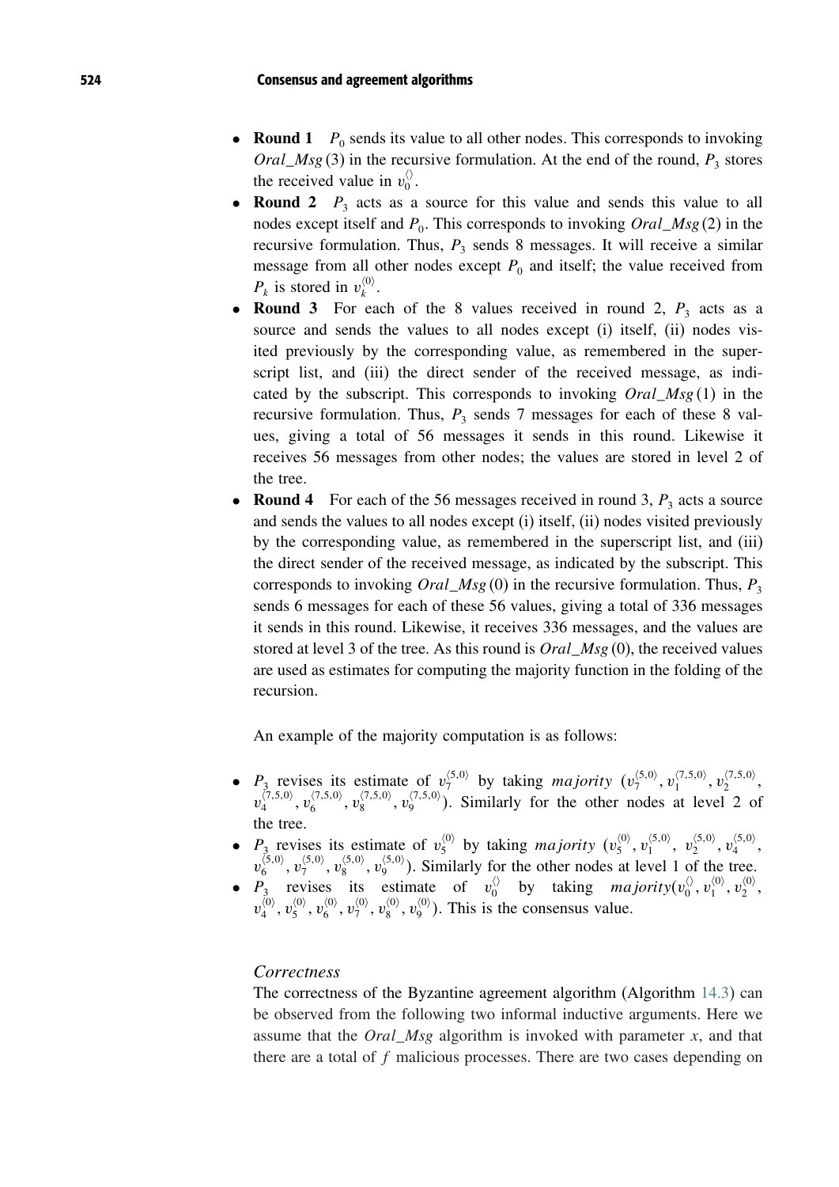- **Round 1** $P_0$ sends its value to all other nodes. This corresponds to invoking *Oral_Msg* (3) in the recursive formulation. At the end of the round, $P_3$ stores the received value in $v_0^{\langle\rangle}$.
- **Round 2** $P_3$ acts as a source for this value and sends this value to all nodes except itself and $P_0$. This corresponds to invoking *Oral_Msg* (2) in the recursive formulation. Thus, $P_3$ sends 8 messages. It will receive a similar message from all other nodes except $P_0$ and itself; the value received from $P_k$ is stored in $v_k^{\langle 0\rangle}$.
- **Round 3** For each of the 8 values received in round 2, $P_3$ acts as a source and sends the values to all nodes except (i) itself, (ii) nodes visited previously by the corresponding value, as remembered in the superscript list, and (iii) the direct sender of the received message, as indicated by the subscript. This corresponds to invoking *Oral_Msg* (1) in the recursive formulation. Thus, $P_3$ sends 7 messages for each of these 8 values, giving a total of 56 messages it sends in this round. Likewise it receives 56 messages from other nodes; the values are stored in level 2 of the tree.
- **Round 4** For each of the 56 messages received in round 3, $P_3$ acts a source and sends the values to all nodes except (i) itself, (ii) nodes visited previously by the corresponding value, as remembered in the superscript list, and (iii) the direct sender of the received message, as indicated by the subscript. This corresponds to invoking *Oral_Msg* (0) in the recursive formulation. Thus, $P_3$ sends 6 messages for each of these 56 values, giving a total of 336 messages it sends in this round. Likewise, it receives 336 messages, and the values are stored at level 3 of the tree. As this round is *Oral_Msg* (0), the received values are used as estimates for computing the majority function in the folding of the recursion.

An example of the majority computation is as follows:

- $P_3$ revises its estimate of $v_7^{\langle 5,0\rangle}$ by taking *majority* $(v_7^{\langle 5,0\rangle}, v_1^{\langle 7,5,0\rangle}, v_2^{\langle 7,5,0\rangle}, v_4^{\langle 7,5,0\rangle}, v_6^{\langle 7,5,0\rangle}, v_8^{\langle 7,5,0\rangle}, v_9^{\langle 7,5,0\rangle})$. Similarly for the other nodes at level 2 of the tree.
- $P_3$ revises its estimate of $v_5^{\langle 0\rangle}$ by taking *majority* $(v_5^{\langle 0\rangle}, v_1^{\langle 5,0\rangle}, v_2^{\langle 5,0\rangle}, v_4^{\langle 5,0\rangle}, v_6^{\langle 5,0\rangle}, v_7^{\langle 5,0\rangle}, v_8^{\langle 5,0\rangle}, v_9^{\langle 5,0\rangle})$. Similarly for the other nodes at level 1 of the tree.
- $P_3$ revises its estimate of $v_0^{\langle\rangle}$ by taking *majority*$(v_0^{\langle\rangle}, v_1^{\langle 0\rangle}, v_2^{\langle 0\rangle}, v_4^{\langle 0\rangle}, v_5^{\langle 0\rangle}, v_6^{\langle 0\rangle}, v_7^{\langle 0\rangle}, v_8^{\langle 0\rangle}, v_9^{\langle 0\rangle})$. This is the consensus value.

*Correctness*

The correctness of the Byzantine agreement algorithm (Algorithm 14.3) can be observed from the following two informal inductive arguments. Here we assume that the *Oral_Msg* algorithm is invoked with parameter $x$, and that there are a total of $f$ malicious processes. There are two cases depending on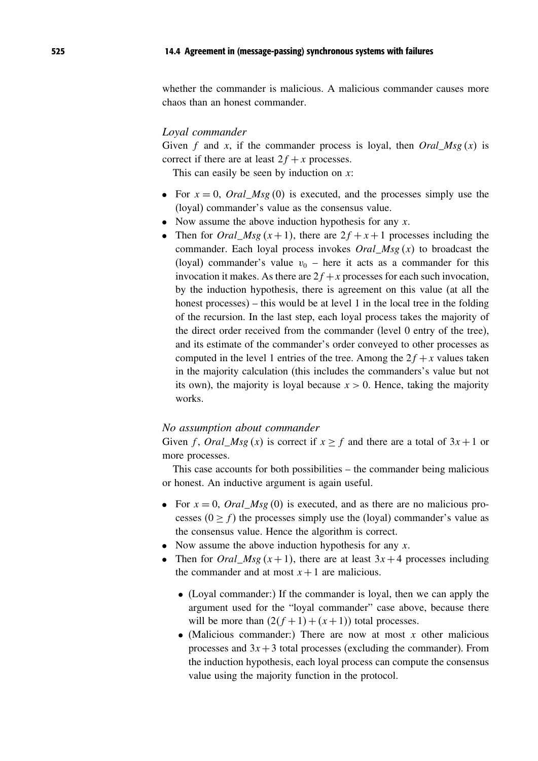whether the commander is malicious. A malicious commander causes more chaos than an honest commander.

*Loyal commander*

Given $f$ and $x$, if the commander process is loyal, then *Oral_Msg* $(x)$ is correct if there are at least $2f + x$ processes.

This can easily be seen by induction on $x$:

- For $x = 0$, *Oral_Msg* $(0)$ is executed, and the processes simply use the (loyal) commander's value as the consensus value.
- Now assume the above induction hypothesis for any $x$.
- Then for *Oral_Msg* $(x+1)$, there are $2f + x + 1$ processes including the commander. Each loyal process invokes *Oral_Msg* $(x)$ to broadcast the (loyal) commander's value $v_0$ – here it acts as a commander for this invocation it makes. As there are $2f + x$ processes for each such invocation, by the induction hypothesis, there is agreement on this value (at all the honest processes) – this would be at level 1 in the local tree in the folding of the recursion. In the last step, each loyal process takes the majority of the direct order received from the commander (level 0 entry of the tree), and its estimate of the commander's order conveyed to other processes as computed in the level 1 entries of the tree. Among the $2f + x$ values taken in the majority calculation (this includes the commanders's value but not its own), the majority is loyal because $x > 0$. Hence, taking the majority works.

*No assumption about commander*

Given $f$, *Oral_Msg* $(x)$ is correct if $x \geq f$ and there are a total of $3x + 1$ or more processes.

This case accounts for both possibilities – the commander being malicious or honest. An inductive argument is again useful.

- For $x = 0$, *Oral_Msg* $(0)$ is executed, and as there are no malicious processes $(0 \geq f)$ the processes simply use the (loyal) commander's value as the consensus value. Hence the algorithm is correct.
- Now assume the above induction hypothesis for any $x$.
- Then for *Oral_Msg* $(x+1)$, there are at least $3x + 4$ processes including the commander and at most $x + 1$ are malicious.
  - (Loyal commander:) If the commander is loyal, then we can apply the argument used for the "loyal commander" case above, because there will be more than $(2(f+1) + (x+1))$ total processes.
  - (Malicious commander:) There are now at most $x$ other malicious processes and $3x + 3$ total processes (excluding the commander). From the induction hypothesis, each loyal process can compute the consensus value using the majority function in the protocol.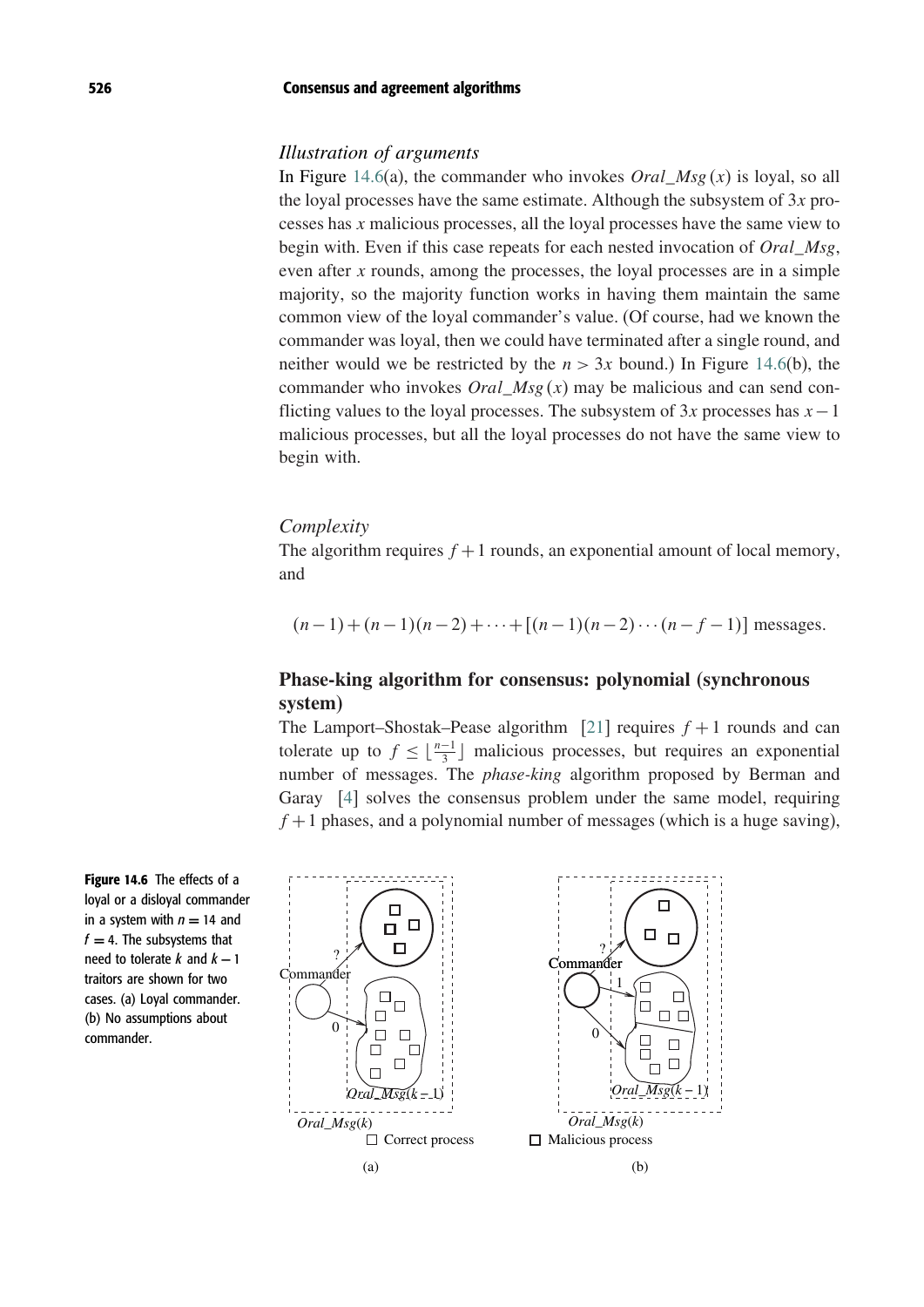*Illustration of arguments*

In Figure 14.6(a), the commander who invokes *Oral_Msg* $(x)$ is loyal, so all the loyal processes have the same estimate. Although the subsystem of $3x$ processes has $x$ malicious processes, all the loyal processes have the same view to begin with. Even if this case repeats for each nested invocation of *Oral_Msg*, even after $x$ rounds, among the processes, the loyal processes are in a simple majority, so the majority function works in having them maintain the same common view of the loyal commander's value. (Of course, had we known the commander was loyal, then we could have terminated after a single round, and neither would we be restricted by the $n > 3x$ bound.) In Figure 14.6(b), the commander who invokes *Oral_Msg* $(x)$ may be malicious and can send conflicting values to the loyal processes. The subsystem of $3x$ processes has $x-1$ malicious processes, but all the loyal processes do not have the same view to begin with.

*Complexity*

The algorithm requires $f+1$ rounds, an exponential amount of local memory, and

$$(n-1)+(n-1)(n-2)+\cdots+[(n-1)(n-2)\cdots(n-f-1)] \text{ messages.}$$

### Phase-king algorithm for consensus: polynomial (synchronous system)

The Lamport–Shostak–Pease algorithm [21] requires $f+1$ rounds and can tolerate up to $f \leq \lfloor \frac{n-1}{3} \rfloor$ malicious processes, but requires an exponential number of messages. The *phase-king* algorithm proposed by Berman and Garay [4] solves the consensus problem under the same model, requiring $f+1$ phases, and a polynomial number of messages (which is a huge saving),

**Figure 14.6** The effects of a loyal or a disloyal commander in a system with $n = 14$ and $f = 4$. The subsystems that need to tolerate $k$ and $k-1$ traitors are shown for two cases. (a) Loyal commander. (b) No assumptions about commander.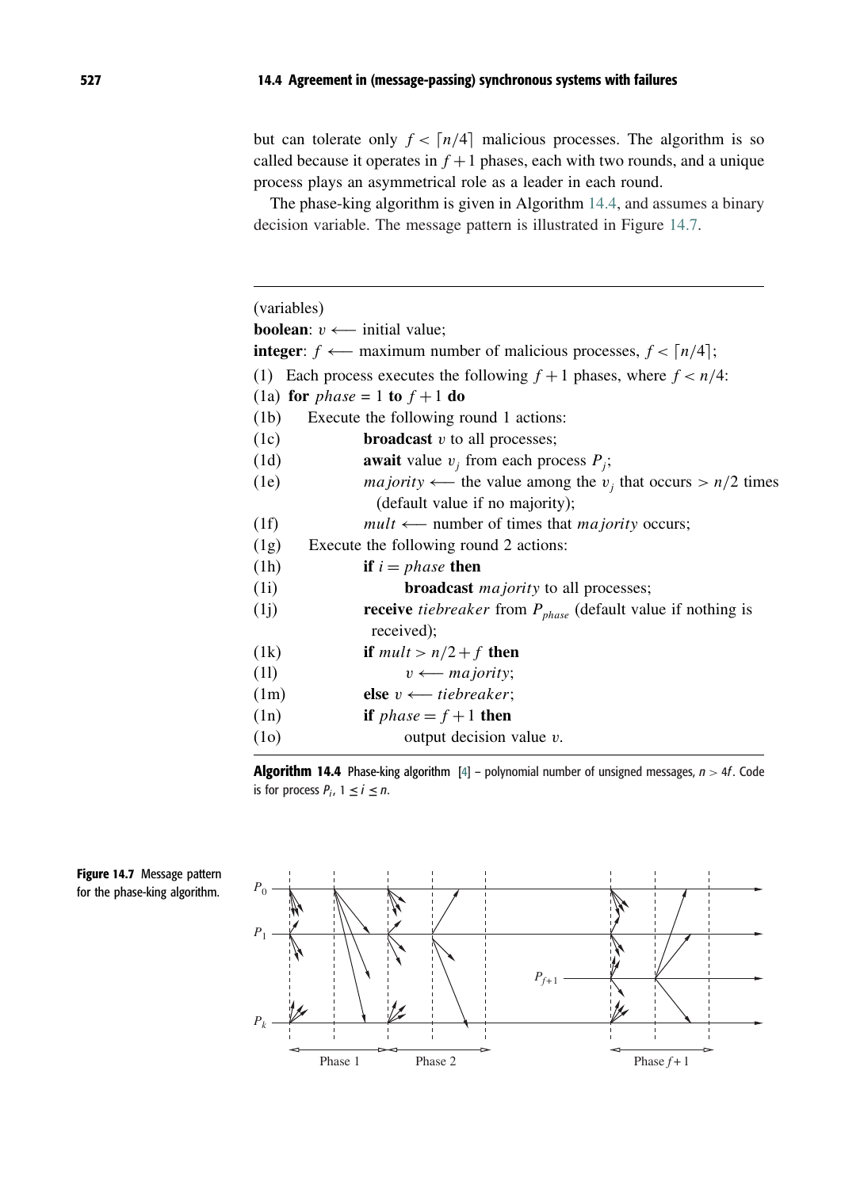but can tolerate only $f < \lceil n/4 \rceil$ malicious processes. The algorithm is so called because it operates in $f+1$ phases, each with two rounds, and a unique process plays an asymmetrical role as a leader in each round.

The phase-king algorithm is given in Algorithm 14.4, and assumes a binary decision variable. The message pattern is illustrated in Figure 14.7.

---

(variables)
**boolean**: $v \longleftarrow$ initial value;
**integer**: $f \longleftarrow$ maximum number of malicious processes, $f < \lceil n/4 \rceil$;

(1) Each process executes the following $f+1$ phases, where $f < n/4$:
(1a) **for** $phase = 1$ **to** $f+1$ **do**
(1b) Execute the following round 1 actions:
(1c) **broadcast** $v$ to all processes;
(1d) **await** value $v_j$ from each process $P_j$;
(1e) $majority \longleftarrow$ the value among the $v_j$ that occurs $> n/2$ times (default value if no majority);
(1f) $mult \longleftarrow$ number of times that $majority$ occurs;
(1g) Execute the following round 2 actions:
(1h) **if** $i = phase$ **then**
(1i) **broadcast** $majority$ to all processes;
(1j) **receive** $tiebreaker$ from $P_{phase}$ (default value if nothing is received);
(1k) **if** $mult > n/2 + f$ **then**
(1l) $v \longleftarrow majority$;
(1m) **else** $v \longleftarrow tiebreaker$;
(1n) **if** $phase = f+1$ **then**
(1o) output decision value $v$.

---

**Algorithm 14.4** Phase-king algorithm [4] – polynomial number of unsigned messages, $n > 4f$. Code is for process $P_i$, $1 \leq i \leq n$.

**Figure 14.7** Message pattern for the phase-king algorithm.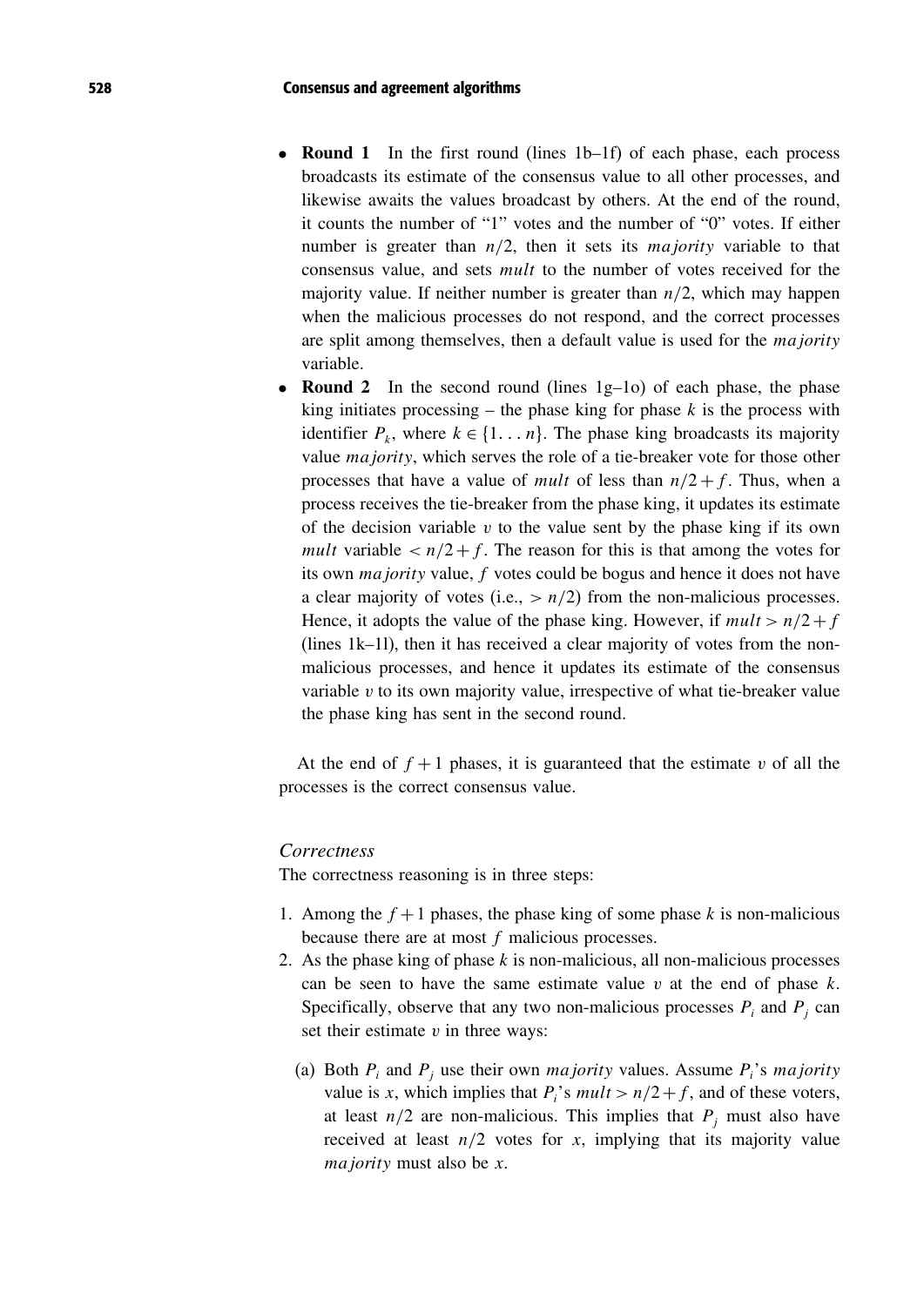- **Round 1** In the first round (lines 1b–1f) of each phase, each process broadcasts its estimate of the consensus value to all other processes, and likewise awaits the values broadcast by others. At the end of the round, it counts the number of "1" votes and the number of "0" votes. If either number is greater than $n/2$, then it sets its *majority* variable to that consensus value, and sets *mult* to the number of votes received for the majority value. If neither number is greater than $n/2$, which may happen when the malicious processes do not respond, and the correct processes are split among themselves, then a default value is used for the *majority* variable.
- **Round 2** In the second round (lines 1g–1o) of each phase, the phase king initiates processing – the phase king for phase $k$ is the process with identifier $P_k$, where $k \in \{1 \ldots n\}$. The phase king broadcasts its majority value *majority*, which serves the role of a tie-breaker vote for those other processes that have a value of *mult* of less than $n/2 + f$. Thus, when a process receives the tie-breaker from the phase king, it updates its estimate of the decision variable $v$ to the value sent by the phase king if its own *mult* variable $< n/2 + f$. The reason for this is that among the votes for its own *majority* value, $f$ votes could be bogus and hence it does not have a clear majority of votes (i.e., $> n/2$) from the non-malicious processes. Hence, it adopts the value of the phase king. However, if $mult > n/2 + f$ (lines 1k–1l), then it has received a clear majority of votes from the non-malicious processes, and hence it updates its estimate of the consensus variable $v$ to its own majority value, irrespective of what tie-breaker value the phase king has sent in the second round.

At the end of $f + 1$ phases, it is guaranteed that the estimate $v$ of all the processes is the correct consensus value.

### *Correctness*

The correctness reasoning is in three steps:

1. Among the $f + 1$ phases, the phase king of some phase $k$ is non-malicious because there are at most $f$ malicious processes.
2. As the phase king of phase $k$ is non-malicious, all non-malicious processes can be seen to have the same estimate value $v$ at the end of phase $k$. Specifically, observe that any two non-malicious processes $P_i$ and $P_j$ can set their estimate $v$ in three ways:

   (a) Both $P_i$ and $P_j$ use their own *majority* values. Assume $P_i$'s *majority* value is $x$, which implies that $P_i$'s $mult > n/2 + f$, and of these voters, at least $n/2$ are non-malicious. This implies that $P_j$ must also have received at least $n/2$ votes for $x$, implying that its majority value *majority* must also be $x$.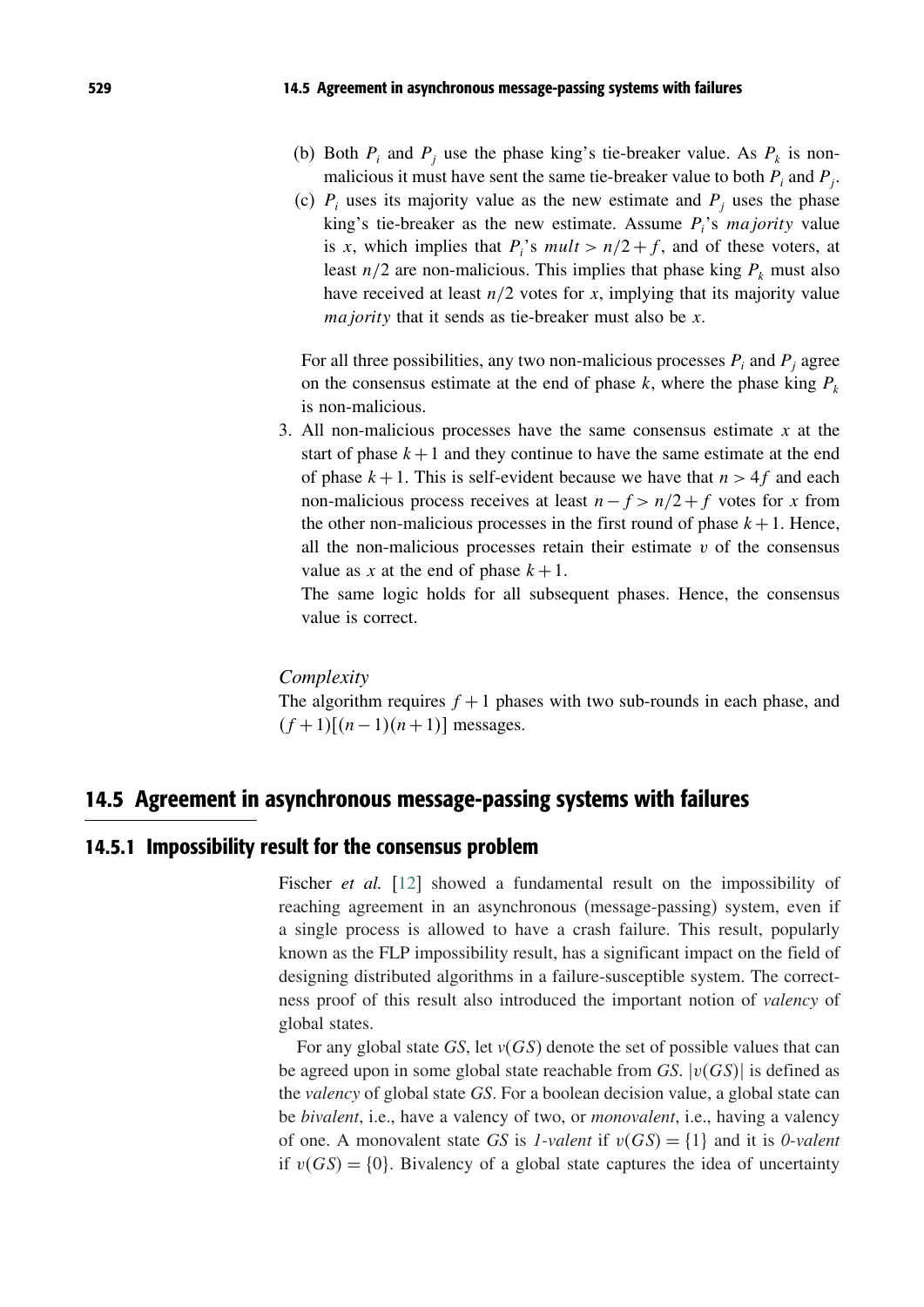(b) Both $P_i$ and $P_j$ use the phase king's tie-breaker value. As $P_k$ is non-malicious it must have sent the same tie-breaker value to both $P_i$ and $P_j$.

(c) $P_i$ uses its majority value as the new estimate and $P_j$ uses the phase king's tie-breaker as the new estimate. Assume $P_i$'s *majority* value is $x$, which implies that $P_i$'s $mult > n/2 + f$, and of these voters, at least $n/2$ are non-malicious. This implies that phase king $P_k$ must also have received at least $n/2$ votes for $x$, implying that its majority value *majority* that it sends as tie-breaker must also be $x$.

For all three possibilities, any two non-malicious processes $P_i$ and $P_j$ agree on the consensus estimate at the end of phase $k$, where the phase king $P_k$ is non-malicious.

3. All non-malicious processes have the same consensus estimate $x$ at the start of phase $k+1$ and they continue to have the same estimate at the end of phase $k+1$. This is self-evident because we have that $n > 4f$ and each non-malicious process receives at least $n - f > n/2 + f$ votes for $x$ from the other non-malicious processes in the first round of phase $k+1$. Hence, all the non-malicious processes retain their estimate $v$ of the consensus value as $x$ at the end of phase $k+1$.

   The same logic holds for all subsequent phases. Hence, the consensus value is correct.

*Complexity*

The algorithm requires $f + 1$ phases with two sub-rounds in each phase, and $(f+1)[(n-1)(n+1)]$ messages.

## 14.5 Agreement in asynchronous message-passing systems with failures

### 14.5.1 Impossibility result for the consensus problem

Fischer *et al.* [12] showed a fundamental result on the impossibility of reaching agreement in an asynchronous (message-passing) system, even if a single process is allowed to have a crash failure. This result, popularly known as the FLP impossibility result, has a significant impact on the field of designing distributed algorithms in a failure-susceptible system. The correctness proof of this result also introduced the important notion of *valency* of global states.

For any global state $GS$, let $v(GS)$ denote the set of possible values that can be agreed upon in some global state reachable from $GS$. $|v(GS)|$ is defined as the *valency* of global state $GS$. For a boolean decision value, a global state can be *bivalent*, i.e., have a valency of two, or *monovalent*, i.e., having a valency of one. A monovalent state $GS$ is *1-valent* if $v(GS) = \{1\}$ and it is *0-valent* if $v(GS) = \{0\}$. Bivalency of a global state captures the idea of uncertainty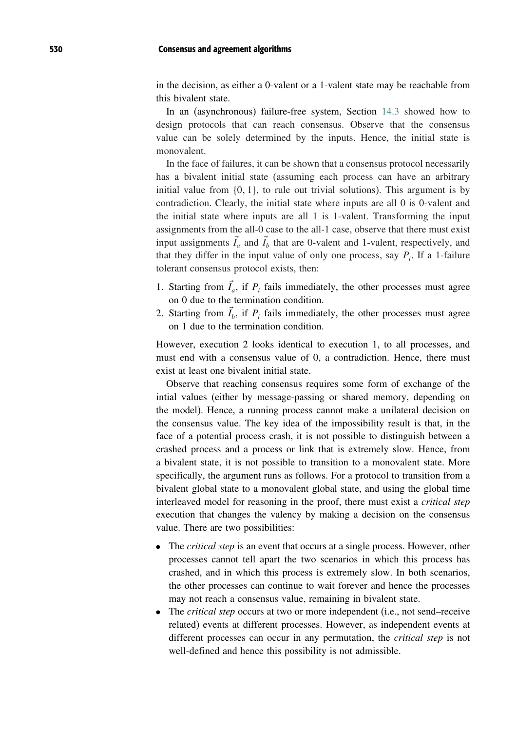in the decision, as either a 0-valent or a 1-valent state may be reachable from this bivalent state.

In an (asynchronous) failure-free system, Section 14.3 showed how to design protocols that can reach consensus. Observe that the consensus value can be solely determined by the inputs. Hence, the initial state is monovalent.

In the face of failures, it can be shown that a consensus protocol necessarily has a bivalent initial state (assuming each process can have an arbitrary initial value from $\{0, 1\}$, to rule out trivial solutions). This argument is by contradiction. Clearly, the initial state where inputs are all 0 is 0-valent and the initial state where inputs are all 1 is 1-valent. Transforming the input assignments from the all-0 case to the all-1 case, observe that there must exist input assignments $\vec{I_a}$ and $\vec{I_b}$ that are 0-valent and 1-valent, respectively, and that they differ in the input value of only one process, say $P_i$. If a 1-failure tolerant consensus protocol exists, then:

1. Starting from $\vec{I_a}$, if $P_i$ fails immediately, the other processes must agree on 0 due to the termination condition.
2. Starting from $\vec{I_b}$, if $P_i$ fails immediately, the other processes must agree on 1 due to the termination condition.

However, execution 2 looks identical to execution 1, to all processes, and must end with a consensus value of 0, a contradiction. Hence, there must exist at least one bivalent initial state.

Observe that reaching consensus requires some form of exchange of the intial values (either by message-passing or shared memory, depending on the model). Hence, a running process cannot make a unilateral decision on the consensus value. The key idea of the impossibility result is that, in the face of a potential process crash, it is not possible to distinguish between a crashed process and a process or link that is extremely slow. Hence, from a bivalent state, it is not possible to transition to a monovalent state. More specifically, the argument runs as follows. For a protocol to transition from a bivalent global state to a monovalent global state, and using the global time interleaved model for reasoning in the proof, there must exist a *critical step* execution that changes the valency by making a decision on the consensus value. There are two possibilities:

- The *critical step* is an event that occurs at a single process. However, other processes cannot tell apart the two scenarios in which this process has crashed, and in which this process is extremely slow. In both scenarios, the other processes can continue to wait forever and hence the processes may not reach a consensus value, remaining in bivalent state.
- The *critical step* occurs at two or more independent (i.e., not send–receive related) events at different processes. However, as independent events at different processes can occur in any permutation, the *critical step* is not well-defined and hence this possibility is not admissible.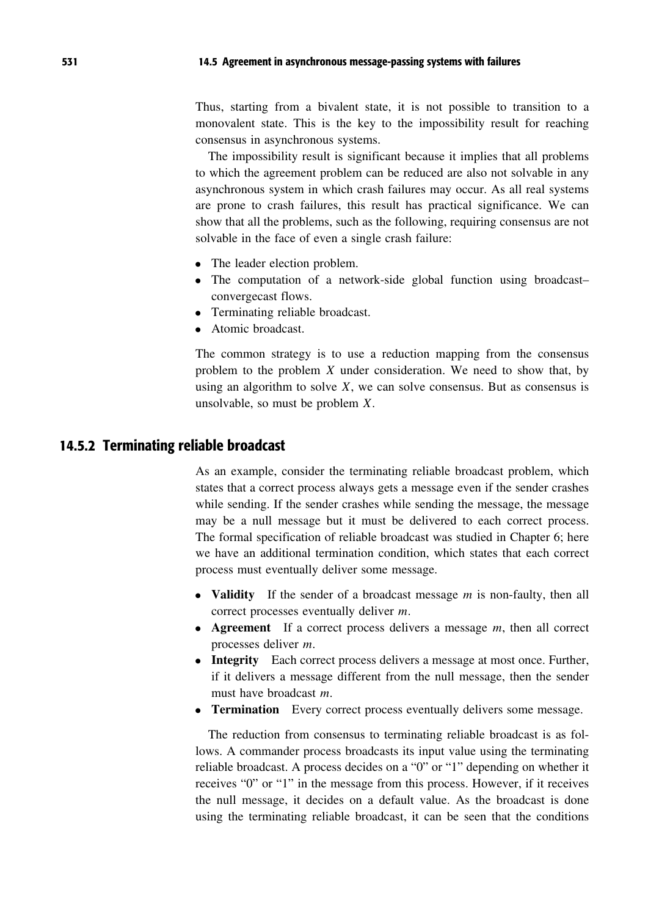Thus, starting from a bivalent state, it is not possible to transition to a monovalent state. This is the key to the impossibility result for reaching consensus in asynchronous systems.

The impossibility result is significant because it implies that all problems to which the agreement problem can be reduced are also not solvable in any asynchronous system in which crash failures may occur. As all real systems are prone to crash failures, this result has practical significance. We can show that all the problems, such as the following, requiring consensus are not solvable in the face of even a single crash failure:

- The leader election problem.
- The computation of a network-side global function using broadcast–convergecast flows.
- Terminating reliable broadcast.
- Atomic broadcast.

The common strategy is to use a reduction mapping from the consensus problem to the problem $X$ under consideration. We need to show that, by using an algorithm to solve $X$, we can solve consensus. But as consensus is unsolvable, so must be problem $X$.

## 14.5.2 Terminating reliable broadcast

As an example, consider the terminating reliable broadcast problem, which states that a correct process always gets a message even if the sender crashes while sending. If the sender crashes while sending the message, the message may be a null message but it must be delivered to each correct process. The formal specification of reliable broadcast was studied in Chapter 6; here we have an additional termination condition, which states that each correct process must eventually deliver some message.

- **Validity** If the sender of a broadcast message $m$ is non-faulty, then all correct processes eventually deliver $m$.
- **Agreement** If a correct process delivers a message $m$, then all correct processes deliver $m$.
- **Integrity** Each correct process delivers a message at most once. Further, if it delivers a message different from the null message, then the sender must have broadcast $m$.
- **Termination** Every correct process eventually delivers some message.

The reduction from consensus to terminating reliable broadcast is as follows. A commander process broadcasts its input value using the terminating reliable broadcast. A process decides on a "0" or "1" depending on whether it receives "0" or "1" in the message from this process. However, if it receives the null message, it decides on a default value. As the broadcast is done using the terminating reliable broadcast, it can be seen that the conditions